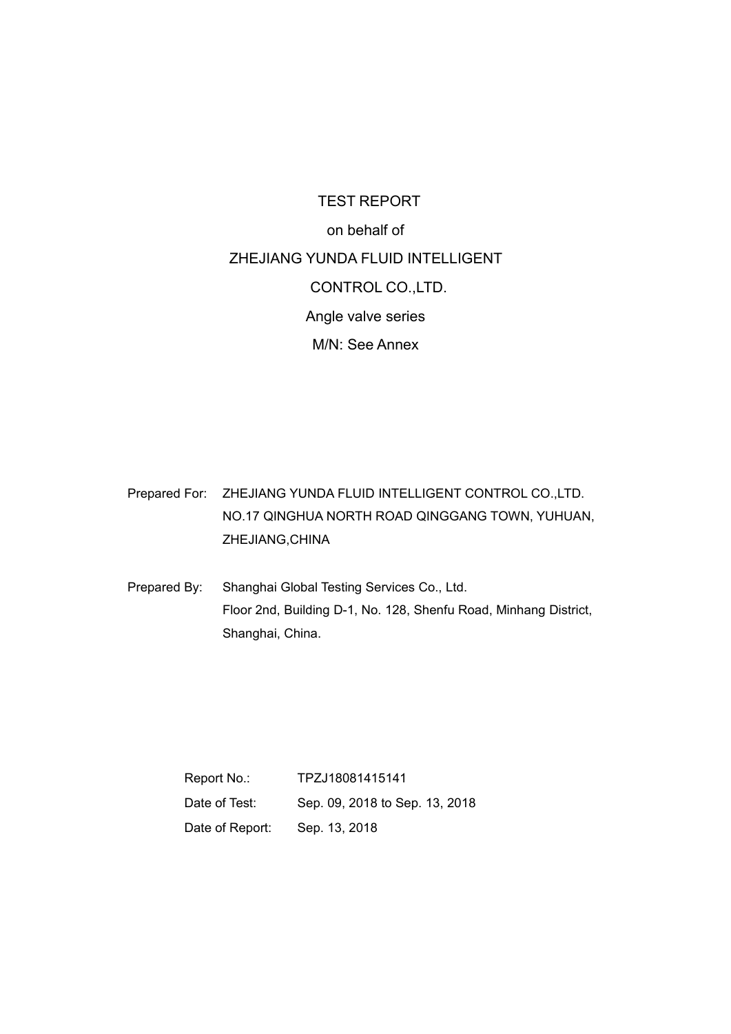# TEST REPORT

on behalf of

ZHEJIANG YUNDA FLUID INTELLIGENT CONTROL CO.,LTD.

Angle valve series

M/N: See Annex

Prepared For: ZHEJIANG YUNDA FLUID INTELLIGENT CONTROL CO.,LTD.
NO.17 QINGHUA NORTH ROAD QINGGANG TOWN, YUHUAN, ZHEJIANG,CHINA

Prepared By: Shanghai Global Testing Services Co., Ltd.
Floor 2nd, Building D-1, No. 128, Shenfu Road, Minhang District, Shanghai, China.

Report No.: TPZJ18081415141

Date of Test: Sep. 09, 2018 to Sep. 13, 2018

Date of Report: Sep. 13, 2018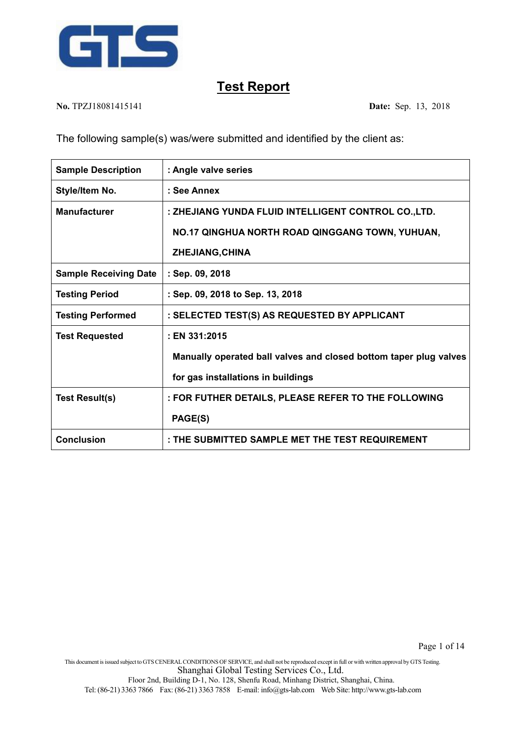# Test Report

**No.** TPZJ18081415141 **Date:** Sep. 13, 2018

The following sample(s) was/were submitted and identified by the client as:

| | |
|---|---|
| **Sample Description** | **: Angle valve series** |
| **Style/Item No.** | **: See Annex** |
| **Manufacturer** | **: ZHEJIANG YUNDA FLUID INTELLIGENT CONTROL CO.,LTD. NO.17 QINGHUA NORTH ROAD QINGGANG TOWN, YUHUAN, ZHEJIANG,CHINA** |
| **Sample Receiving Date** | **: Sep. 09, 2018** |
| **Testing Period** | **: Sep. 09, 2018 to Sep. 13, 2018** |
| **Testing Performed** | **: SELECTED TEST(S) AS REQUESTED BY APPLICANT** |
| **Test Requested** | **: EN 331:2015 Manually operated ball valves and closed bottom taper plug valves for gas installations in buildings** |
| **Test Result(s)** | **: FOR FUTHER DETAILS, PLEASE REFER TO THE FOLLOWING PAGE(S)** |
| **Conclusion** | **: THE SUBMITTED SAMPLE MET THE TEST REQUIREMENT** |

This document is issued subject to GTS CENERAL CONDITIONS OF SERVICE, and shall not be reproduced except in full or with written approval by GTS Testing.
Shanghai Global Testing Services Co., Ltd.
Floor 2nd, Building D-1, No. 128, Shenfu Road, Minhang District, Shanghai, China.
Tel: (86-21) 3363 7866 Fax: (86-21) 3363 7858 E-mail: info@gts-lab.com Web Site: http://www.gts-lab.com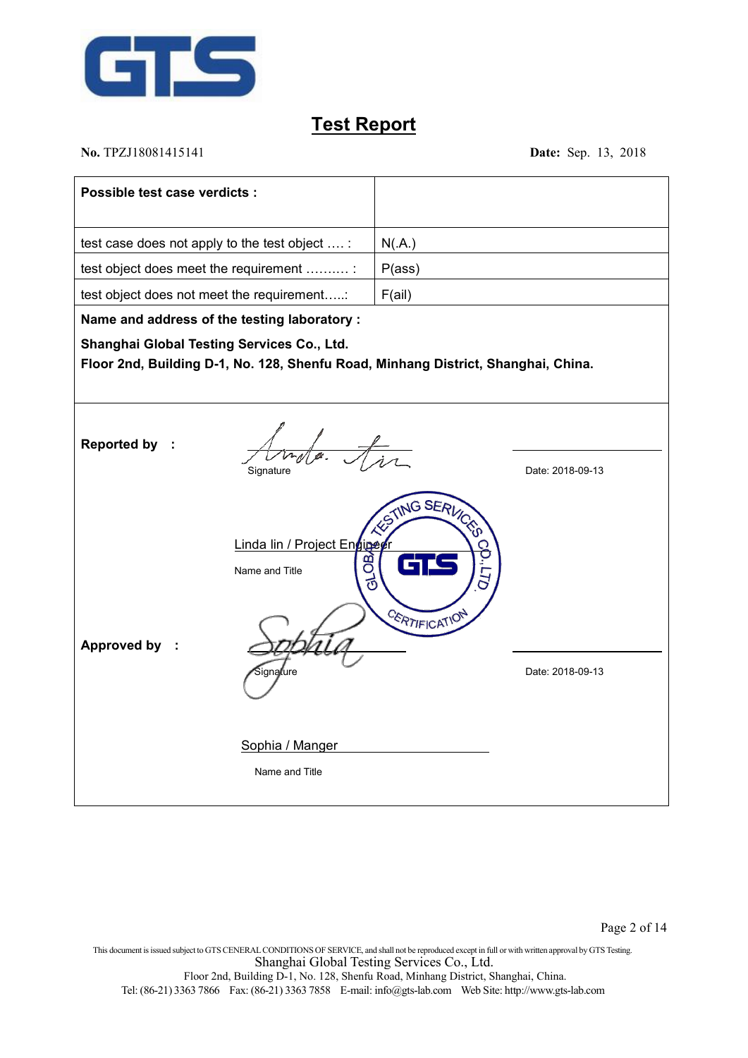# Test Report

**No.** TPZJ18081415141 **Date:** Sep. 13, 2018

| **Possible test case verdicts :** | |
|---|---|
| test case does not apply to the test object .... : | N(.A.) |
| test object does meet the requirement .......... : | P(ass) |
| test object does not meet the requirement.....: | F(ail) |

**Name and address of the testing laboratory :**

**Shanghai Global Testing Services Co., Ltd.**
**Floor 2nd, Building D-1, No. 128, Shenfu Road, Minhang District, Shanghai, China.**

**Reported by :**

Signature

Date: 2018-09-13

Linda lin / Project Engineer

Name and Title

**Approved by :**

Signature

Date: 2018-09-13

Sophia / Manger

Name and Title

This document is issued subject to GTS CENERAL CONDITIONS OF SERVICE, and shall not be reproduced except in full or with written approval by GTS Testing.
Shanghai Global Testing Services Co., Ltd.
Floor 2nd, Building D-1, No. 128, Shenfu Road, Minhang District, Shanghai, China.
Tel: (86-21) 3363 7866 Fax: (86-21) 3363 7858 E-mail: info@gts-lab.com Web Site: http://www.gts-lab.com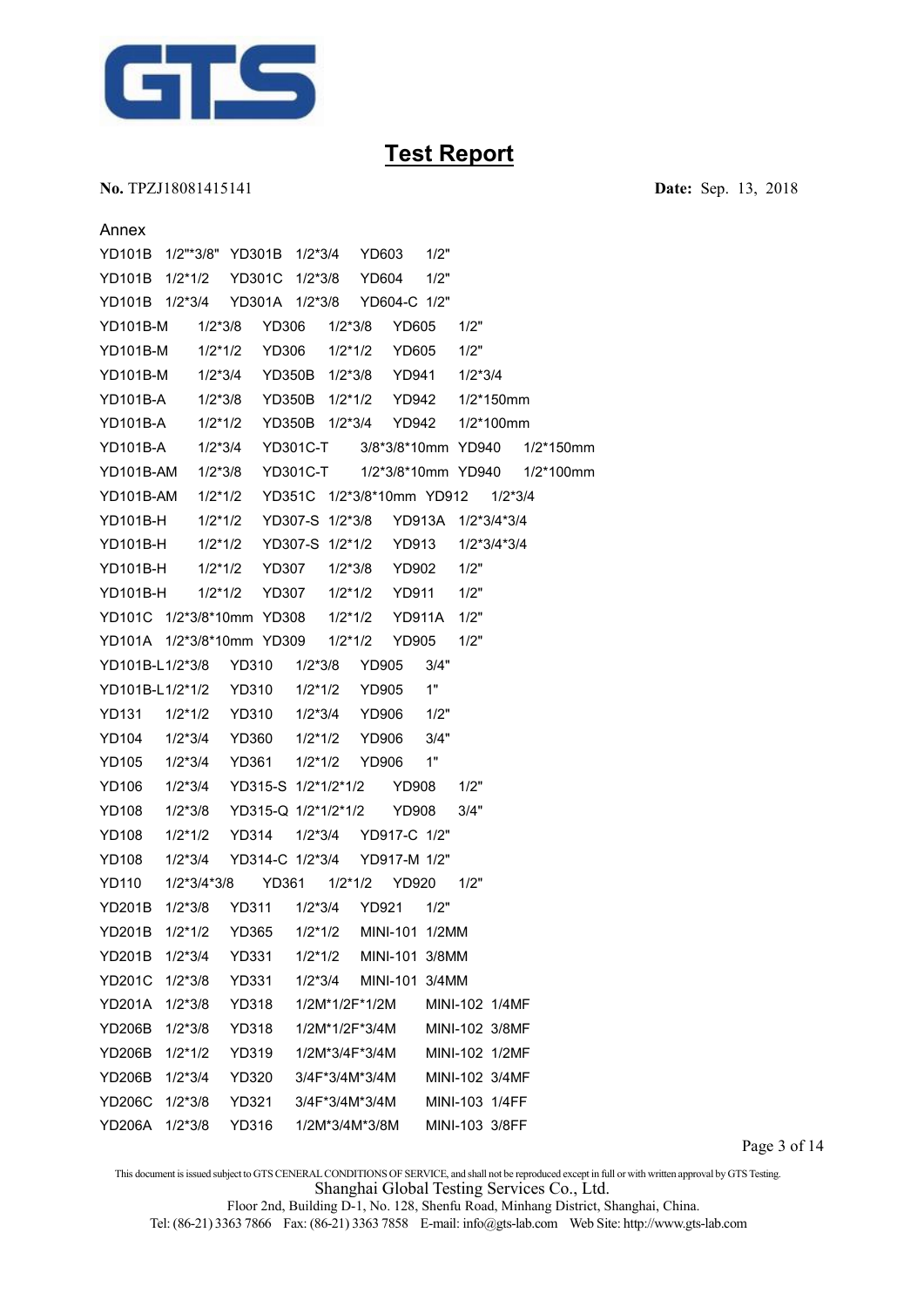# Test Report

**No.** TPZJ18081415141 **Date:** Sep. 13, 2018

Annex

| | | | | | |
|---|---|---|---|---|---|
| YD101B | 1/2"*3/8" | YD301B | 1/2*3/4 | YD603 | 1/2" |
| YD101B | 1/2*1/2 | YD301C | 1/2*3/8 | YD604 | 1/2" |
| YD101B | 1/2*3/4 | YD301A | 1/2*3/8 | YD604-C | 1/2" |
| YD101B-M | 1/2*3/8 | YD306 | 1/2*3/8 | YD605 | 1/2" |
| YD101B-M | 1/2*1/2 | YD306 | 1/2*1/2 | YD605 | 1/2" |
| YD101B-M | 1/2*3/4 | YD350B | 1/2*3/8 | YD941 | 1/2*3/4 |
| YD101B-A | 1/2*3/8 | YD350B | 1/2*1/2 | YD942 | 1/2*150mm |
| YD101B-A | 1/2*1/2 | YD350B | 1/2*3/4 | YD942 | 1/2*100mm |
| YD101B-A | 1/2*3/4 | YD301C-T | 3/8*3/8*10mm | YD940 | 1/2*150mm |
| YD101B-AM | 1/2*3/8 | YD301C-T | 1/2*3/8*10mm | YD940 | 1/2*100mm |
| YD101B-AM | 1/2*1/2 | YD351C | 1/2*3/8*10mm | YD912 | 1/2*3/4 |
| YD101B-H | 1/2*1/2 | YD307-S | 1/2*3/8 | YD913A | 1/2*3/4*3/4 |
| YD101B-H | 1/2*1/2 | YD307-S | 1/2*1/2 | YD913 | 1/2*3/4*3/4 |
| YD101B-H | 1/2*1/2 | YD307 | 1/2*3/8 | YD902 | 1/2" |
| YD101B-H | 1/2*1/2 | YD307 | 1/2*1/2 | YD911 | 1/2" |
| YD101C | 1/2*3/8*10mm | YD308 | 1/2*1/2 | YD911A | 1/2" |
| YD101A | 1/2*3/8*10mm | YD309 | 1/2*1/2 | YD905 | 1/2" |
| YD101B-L | 1/2*3/8 | YD310 | 1/2*3/8 | YD905 | 3/4" |
| YD101B-L | 1/2*1/2 | YD310 | 1/2*1/2 | YD905 | 1" |
| YD131 | 1/2*1/2 | YD310 | 1/2*3/4 | YD906 | 1/2" |
| YD104 | 1/2*3/4 | YD360 | 1/2*1/2 | YD906 | 3/4" |
| YD105 | 1/2*3/4 | YD361 | 1/2*1/2 | YD906 | 1" |
| YD106 | 1/2*3/4 | YD315-S | 1/2*1/2*1/2 | YD908 | 1/2" |
| YD108 | 1/2*3/8 | YD315-Q | 1/2*1/2*1/2 | YD908 | 3/4" |
| YD108 | 1/2*1/2 | YD314 | 1/2*3/4 | YD917-C | 1/2" |
| YD108 | 1/2*3/4 | YD314-C | 1/2*3/4 | YD917-M | 1/2" |
| YD110 | 1/2*3/4*3/8 | YD361 | 1/2*1/2 | YD920 | 1/2" |
| YD201B | 1/2*3/8 | YD311 | 1/2*3/4 | YD921 | 1/2" |
| YD201B | 1/2*1/2 | YD365 | 1/2*1/2 | MINI-101 | 1/2MM |
| YD201B | 1/2*3/4 | YD331 | 1/2*1/2 | MINI-101 | 3/8MM |
| YD201C | 1/2*3/8 | YD331 | 1/2*3/4 | MINI-101 | 3/4MM |
| YD201A | 1/2*3/8 | YD318 | 1/2M*1/2F*1/2M | MINI-102 | 1/4MF |
| YD206B | 1/2*3/8 | YD318 | 1/2M*1/2F*3/4M | MINI-102 | 3/8MF |
| YD206B | 1/2*1/2 | YD319 | 1/2M*3/4F*3/4M | MINI-102 | 1/2MF |
| YD206B | 1/2*3/4 | YD320 | 3/4F*3/4M*3/4M | MINI-102 | 3/4MF |
| YD206C | 1/2*3/8 | YD321 | 3/4F*3/4M*3/4M | MINI-103 | 1/4FF |
| YD206A | 1/2*3/8 | YD316 | 1/2M*3/4M*3/8M | MINI-103 | 3/8FF |

This document is issued subject to GTS CENERAL CONDITIONS OF SERVICE, and shall not be reproduced except in full or with written approval by GTS Testing.
Shanghai Global Testing Services Co., Ltd.
Floor 2nd, Building D-1, No. 128, Shenfu Road, Minhang District, Shanghai, China.
Tel: (86-21) 3363 7866 Fax: (86-21) 3363 7858 E-mail: info@gts-lab.com Web Site: http://www.gts-lab.com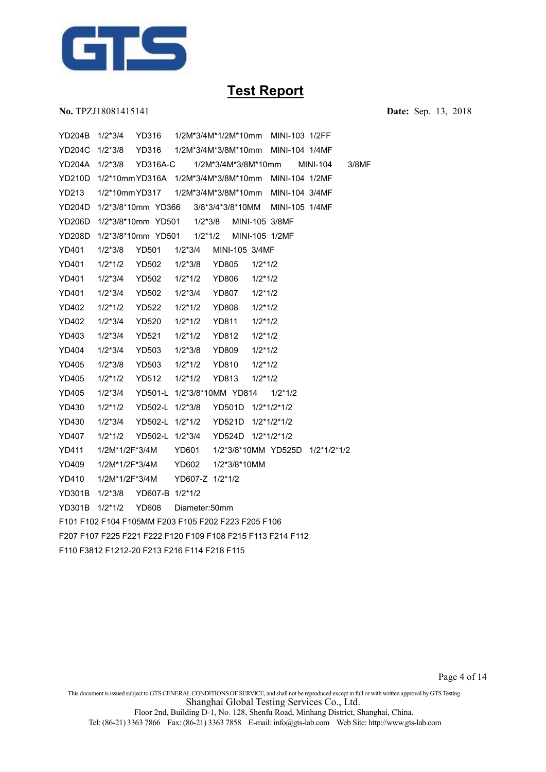# Test Report

**No.** TPZJ18081415141 **Date:** Sep. 13, 2018

YD204B 1/2*3/4 YD316 1/2M*3/4M*1/2M*10mm MINI-103 1/2FF
YD204C 1/2*3/8 YD316 1/2M*3/4M*3/8M*10mm MINI-104 1/4MF
YD204A 1/2*3/8 YD316A-C 1/2M*3/4M*3/8M*10mm MINI-104 3/8MF
YD210D 1/2*10mm YD316A 1/2M*3/4M*3/8M*10mm MINI-104 1/2MF
YD213 1/2*10mm YD317 1/2M*3/4M*3/8M*10mm MINI-104 3/4MF
YD204D 1/2*3/8*10mm YD366 3/8*3/4*3/8*10MM MINI-105 1/4MF
YD206D 1/2*3/8*10mm YD501 1/2*3/8 MINI-105 3/8MF
YD208D 1/2*3/8*10mm YD501 1/2*1/2 MINI-105 1/2MF
YD401 1/2*3/8 YD501 1/2*3/4 MINI-105 3/4MF
YD401 1/2*1/2 YD502 1/2*3/8 YD805 1/2*1/2
YD401 1/2*3/4 YD502 1/2*1/2 YD806 1/2*1/2
YD401 1/2*3/4 YD502 1/2*3/4 YD807 1/2*1/2
YD402 1/2*1/2 YD522 1/2*1/2 YD808 1/2*1/2
YD402 1/2*3/4 YD520 1/2*1/2 YD811 1/2*1/2
YD403 1/2*3/4 YD521 1/2*1/2 YD812 1/2*1/2
YD404 1/2*3/4 YD503 1/2*3/8 YD809 1/2*1/2
YD405 1/2*3/8 YD503 1/2*1/2 YD810 1/2*1/2
YD405 1/2*1/2 YD512 1/2*1/2 YD813 1/2*1/2
YD405 1/2*3/4 YD501-L 1/2*3/8*10MM YD814 1/2*1/2
YD430 1/2*1/2 YD502-L 1/2*3/8 YD501D 1/2*1/2*1/2
YD430 1/2*3/4 YD502-L 1/2*1/2 YD521D 1/2*1/2*1/2
YD407 1/2*1/2 YD502-L 1/2*3/4 YD524D 1/2*1/2*1/2
YD411 1/2M*1/2F*3/4M YD601 1/2*3/8*10MM YD525D 1/2*1/2*1/2
YD409 1/2M*1/2F*3/4M YD602 1/2*3/8*10MM
YD410 1/2M*1/2F*3/4M YD607-Z 1/2*1/2
YD301B 1/2*3/8 YD607-B 1/2*1/2
YD301B 1/2*1/2 YD608 Diameter:50mm
F101 F102 F104 F105MM F203 F105 F202 F223 F205 F106
F207 F107 F225 F221 F222 F120 F109 F108 F215 F113 F214 F112
F110 F3812 F1212-20 F213 F216 F114 F218 F115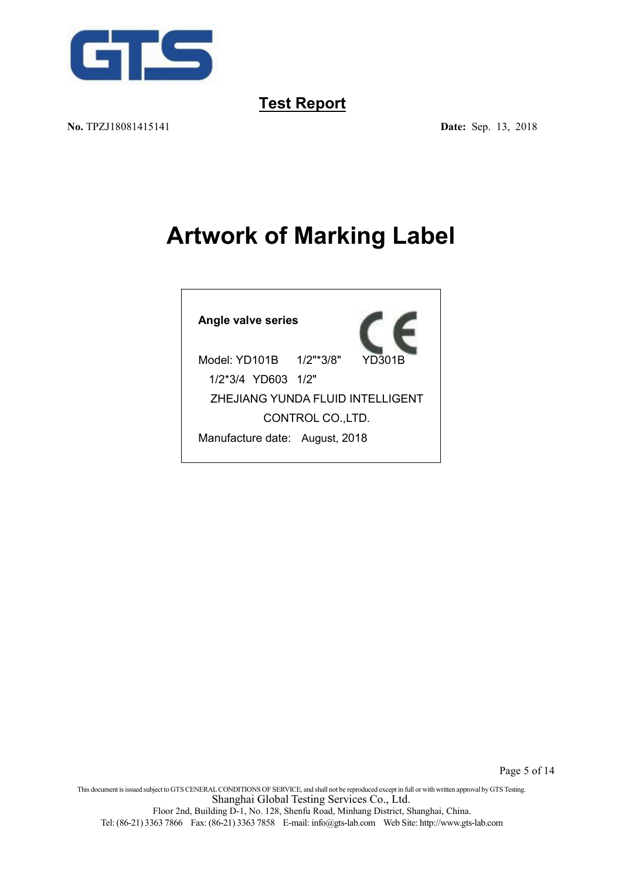## Test Report

**No.** TPZJ18081415141 **Date:** Sep. 13, 2018

# Artwork of Marking Label

**Angle valve series**

CE

Model: YD101B 1/2"*3/8" YD301B 1/2*3/4 YD603 1/2"

ZHEJIANG YUNDA FLUID INTELLIGENT CONTROL CO.,LTD.

Manufacture date: August, 2018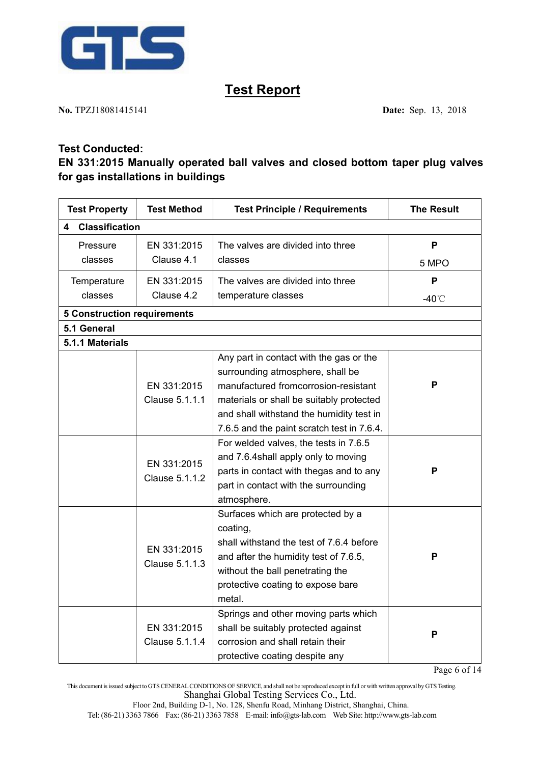# Test Report

**No.** TPZJ18081415141 **Date:** Sep. 13, 2018

**Test Conducted:**

**EN 331:2015 Manually operated ball valves and closed bottom taper plug valves for gas installations in buildings**

| Test Property | Test Method | Test Principle / Requirements | The Result |
|---|---|---|---|
| **4 Classification** | | | |
| Pressure classes | EN 331:2015 Clause 4.1 | The valves are divided into three classes | **P** 5 MPO |
| Temperature classes | EN 331:2015 Clause 4.2 | The valves are divided into three temperature classes | **P** -40℃ |
| **5 Construction requirements** | | | |
| **5.1 General** | | | |
| **5.1.1 Materials** | | | |
| | EN 331:2015 Clause 5.1.1.1 | Any part in contact with the gas or the surrounding atmosphere, shall be manufactured fromcorrosion-resistant materials or shall be suitably protected and shall withstand the humidity test in 7.6.5 and the paint scratch test in 7.6.4. | **P** |
| | EN 331:2015 Clause 5.1.1.2 | For welded valves, the tests in 7.6.5 and 7.6.4shall apply only to moving parts in contact with thegas and to any part in contact with the surrounding atmosphere. | **P** |
| | EN 331:2015 Clause 5.1.1.3 | Surfaces which are protected by a coating, shall withstand the test of 7.6.4 before and after the humidity test of 7.6.5, without the ball penetrating the protective coating to expose bare metal. | **P** |
| | EN 331:2015 Clause 5.1.1.4 | Springs and other moving parts which shall be suitably protected against corrosion and shall retain their protective coating despite any | **P** |

This document is issued subject to GTS CENERAL CONDITIONS OF SERVICE, and shall not be reproduced except in full or with written approval by GTS Testing.
Shanghai Global Testing Services Co., Ltd.
Floor 2nd, Building D-1, No. 128, Shenfu Road, Minhang District, Shanghai, China.
Tel: (86-21) 3363 7866 Fax: (86-21) 3363 7858 E-mail: info@gts-lab.com Web Site: http://www.gts-lab.com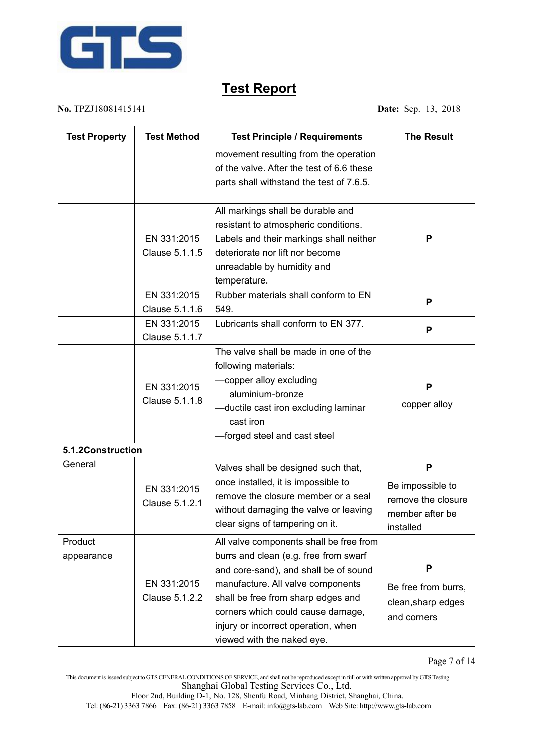# Test Report

**No.** TPZJ18081415141 **Date:** Sep. 13, 2018

| Test Property | Test Method | Test Principle / Requirements | The Result |
|---|---|---|---|
| | | movement resulting from the operation of the valve. After the test of 6.6 these parts shall withstand the test of 7.6.5. | |
| | EN 331:2015 Clause 5.1.1.5 | All markings shall be durable and resistant to atmospheric conditions. Labels and their markings shall neither deteriorate nor lift nor become unreadable by humidity and temperature. | **P** |
| | EN 331:2015 Clause 5.1.1.6 | Rubber materials shall conform to EN 549. | **P** |
| | EN 331:2015 Clause 5.1.1.7 | Lubricants shall conform to EN 377. | **P** |
| | EN 331:2015 Clause 5.1.1.8 | The valve shall be made in one of the following materials:<br>—copper alloy excluding aluminium-bronze<br>—ductile cast iron excluding laminar cast iron<br>—forged steel and cast steel | **P**<br>copper alloy |
| **5.1.2Construction** | | | |
| General | EN 331:2015 Clause 5.1.2.1 | Valves shall be designed such that, once installed, it is impossible to remove the closure member or a seal without damaging the valve or leaving clear signs of tampering on it. | **P**<br>Be impossible to remove the closure member after be installed |
| Product appearance | EN 331:2015 Clause 5.1.2.2 | All valve components shall be free from burrs and clean (e.g. free from swarf and core-sand), and shall be of sound manufacture. All valve components shall be free from sharp edges and corners which could cause damage, injury or incorrect operation, when viewed with the naked eye. | **P**<br>Be free from burrs, clean,sharp edges and corners |

This document is issued subject to GTS CENERAL CONDITIONS OF SERVICE, and shall not be reproduced except in full or with written approval by GTS Testing.
Shanghai Global Testing Services Co., Ltd.
Floor 2nd, Building D-1, No. 128, Shenfu Road, Minhang District, Shanghai, China.
Tel: (86-21) 3363 7866 Fax: (86-21) 3363 7858 E-mail: info@gts-lab.com Web Site: http://www.gts-lab.com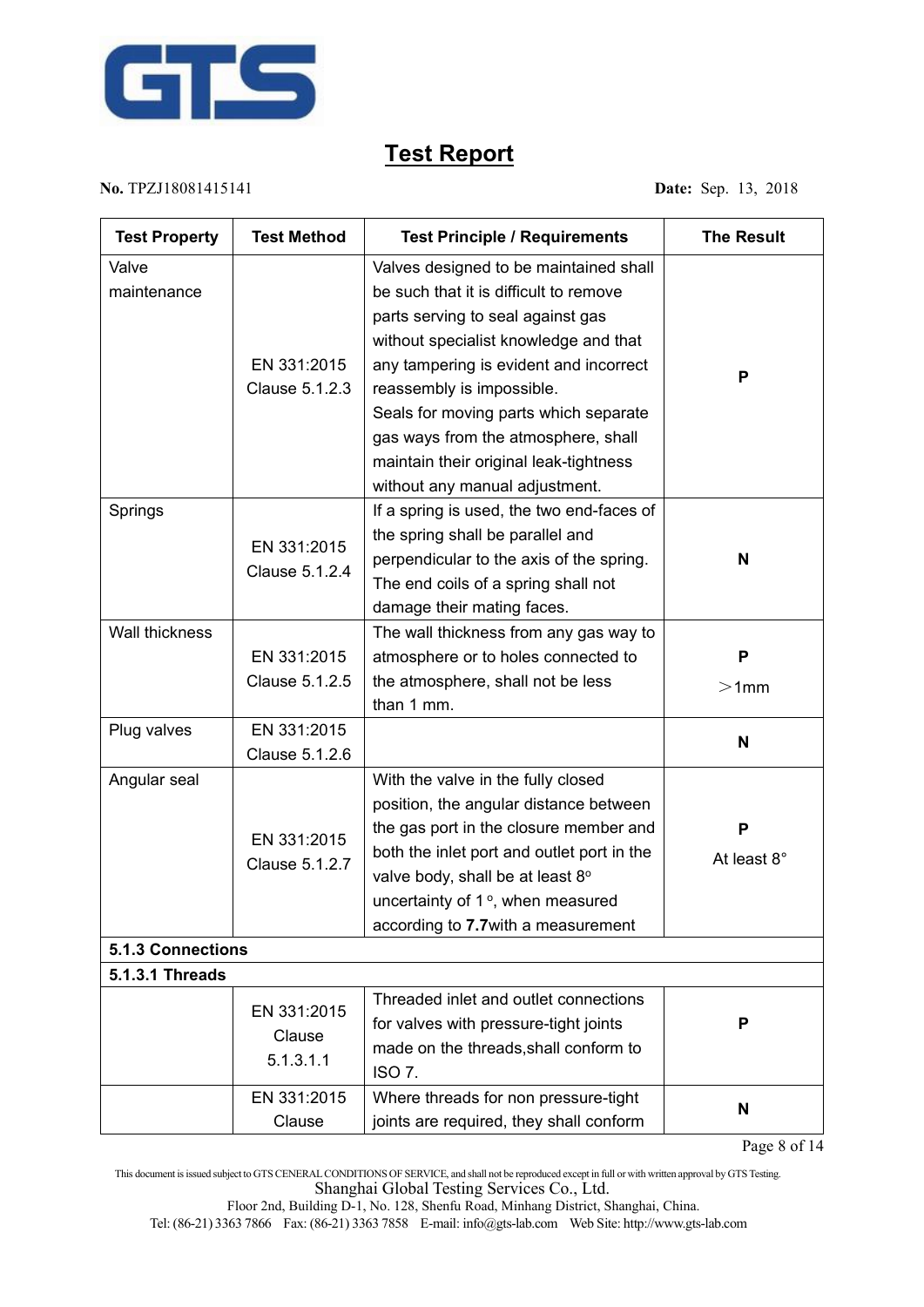# Test Report

**No.** TPZJ18081415141 **Date:** Sep. 13, 2018

| Test Property | Test Method | Test Principle / Requirements | The Result |
|---|---|---|---|
| Valve maintenance | EN 331:2015 Clause 5.1.2.3 | Valves designed to be maintained shall be such that it is difficult to remove parts serving to seal against gas without specialist knowledge and that any tampering is evident and incorrect reassembly is impossible. Seals for moving parts which separate gas ways from the atmosphere, shall maintain their original leak-tightness without any manual adjustment. | **P** |
| Springs | EN 331:2015 Clause 5.1.2.4 | If a spring is used, the two end-faces of the spring shall be parallel and perpendicular to the axis of the spring. The end coils of a spring shall not damage their mating faces. | **N** |
| Wall thickness | EN 331:2015 Clause 5.1.2.5 | The wall thickness from any gas way to atmosphere or to holes connected to the atmosphere, shall not be less than 1 mm. | **P** ＞1mm |
| Plug valves | EN 331:2015 Clause 5.1.2.6 | | **N** |
| Angular seal | EN 331:2015 Clause 5.1.2.7 | With the valve in the fully closed position, the angular distance between the gas port in the closure member and both the inlet port and outlet port in the valve body, shall be at least 8° uncertainty of 1 °, when measured according to **7.7**with a measurement | **P** At least 8° |
| **5.1.3 Connections** | | | |
| **5.1.3.1 Threads** | | | |
| | EN 331:2015 Clause 5.1.3.1.1 | Threaded inlet and outlet connections for valves with pressure-tight joints made on the threads,shall conform to ISO 7. | **P** |
| | EN 331:2015 Clause | Where threads for non pressure-tight joints are required, they shall conform | **N** |

This document is issued subject to GTS CENERAL CONDITIONS OF SERVICE, and shall not be reproduced except in full or with written approval by GTS Testing.
Shanghai Global Testing Services Co., Ltd.
Floor 2nd, Building D-1, No. 128, Shenfu Road, Minhang District, Shanghai, China.
Tel: (86-21) 3363 7866 Fax: (86-21) 3363 7858 E-mail: info@gts-lab.com Web Site: http://www.gts-lab.com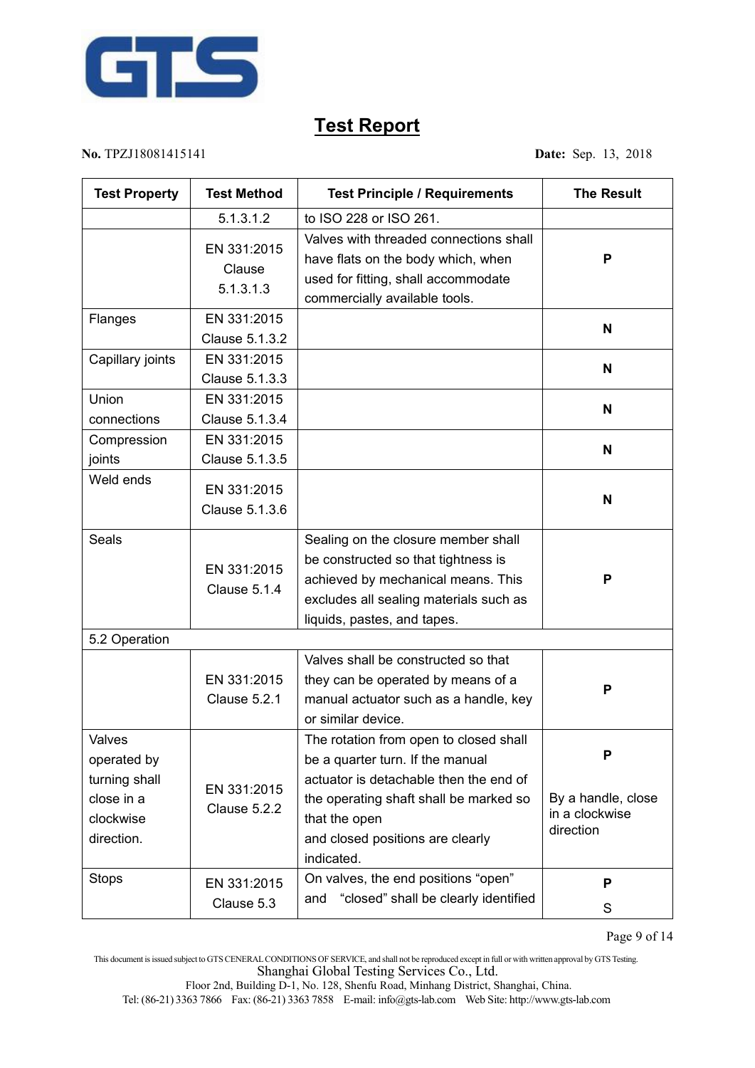# Test Report

**No.** TPZJ18081415141 **Date:** Sep. 13, 2018

| Test Property | Test Method | Test Principle / Requirements | The Result |
|---|---|---|---|
| | 5.1.3.1.2 | to ISO 228 or ISO 261. | |
| | EN 331:2015 Clause 5.1.3.1.3 | Valves with threaded connections shall have flats on the body which, when used for fitting, shall accommodate commercially available tools. | **P** |
| Flanges | EN 331:2015 Clause 5.1.3.2 | | **N** |
| Capillary joints | EN 331:2015 Clause 5.1.3.3 | | **N** |
| Union connections | EN 331:2015 Clause 5.1.3.4 | | **N** |
| Compression joints | EN 331:2015 Clause 5.1.3.5 | | **N** |
| Weld ends | EN 331:2015 Clause 5.1.3.6 | | **N** |
| Seals | EN 331:2015 Clause 5.1.4 | Sealing on the closure member shall be constructed so that tightness is achieved by mechanical means. This excludes all sealing materials such as liquids, pastes, and tapes. | **P** |
| 5.2 Operation | | | |
| | EN 331:2015 Clause 5.2.1 | Valves shall be constructed so that they can be operated by means of a manual actuator such as a handle, key or similar device. | **P** |
| Valves operated by turning shall close in a clockwise direction. | EN 331:2015 Clause 5.2.2 | The rotation from open to closed shall be a quarter turn. If the manual actuator is detachable then the end of the operating shaft shall be marked so that the open and closed positions are clearly indicated. | **P** By a handle, close in a clockwise direction |
| Stops | EN 331:2015 Clause 5.3 | On valves, the end positions "open" and "closed" shall be clearly identified | **P** S |

This document is issued subject to GTS CENERAL CONDITIONS OF SERVICE, and shall not be reproduced except in full or with written approval by GTS Testing.
Shanghai Global Testing Services Co., Ltd.
Floor 2nd, Building D-1, No. 128, Shenfu Road, Minhang District, Shanghai, China.
Tel: (86-21) 3363 7866 Fax: (86-21) 3363 7858 E-mail: info@gts-lab.com Web Site: http://www.gts-lab.com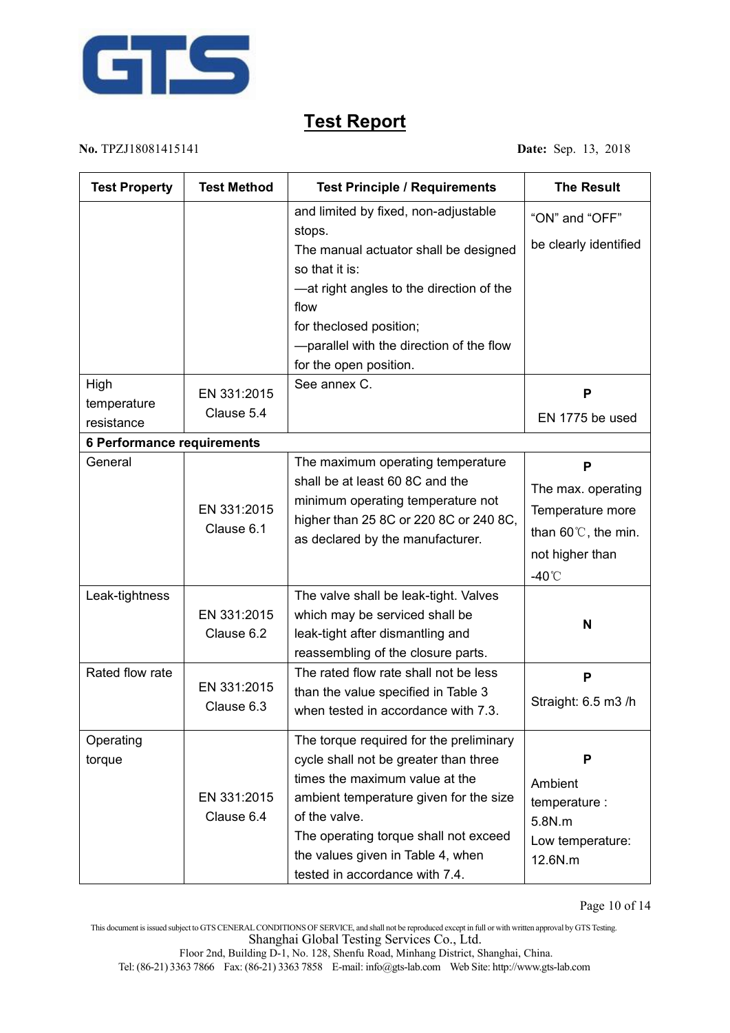# Test Report

**No.** TPZJ18081415141 **Date:** Sep. 13, 2018

| Test Property | Test Method | Test Principle / Requirements | The Result |
|---|---|---|---|
| | | and limited by fixed, non-adjustable stops.<br>The manual actuator shall be designed so that it is:<br>—at right angles to the direction of the flow<br>for theclosed position;<br>—parallel with the direction of the flow for the open position. | "ON" and "OFF"<br>be clearly identified |
| High temperature resistance | EN 331:2015 Clause 5.4 | See annex C. | **P**<br>EN 1775 be used |
| **6 Performance requirements** | | | |
| General | EN 331:2015 Clause 6.1 | The maximum operating temperature shall be at least 60 8C and the minimum operating temperature not higher than 25 8C or 220 8C or 240 8C, as declared by the manufacturer. | **P**<br>The max. operating Temperature more than 60℃, the min. not higher than -40℃ |
| Leak-tightness | EN 331:2015 Clause 6.2 | The valve shall be leak-tight. Valves which may be serviced shall be leak-tight after dismantling and reassembling of the closure parts. | **N** |
| Rated flow rate | EN 331:2015 Clause 6.3 | The rated flow rate shall not be less than the value specified in Table 3 when tested in accordance with 7.3. | **P**<br>Straight: 6.5 m3 /h |
| Operating torque | EN 331:2015 Clause 6.4 | The torque required for the preliminary cycle shall not be greater than three times the maximum value at the ambient temperature given for the size of the valve.<br>The operating torque shall not exceed the values given in Table 4, when tested in accordance with 7.4. | **P**<br>Ambient temperature : 5.8N.m<br>Low temperature: 12.6N.m |

This document is issued subject to GTS CENERAL CONDITIONS OF SERVICE, and shall not be reproduced except in full or with written approval by GTS Testing.
Shanghai Global Testing Services Co., Ltd.
Floor 2nd, Building D-1, No. 128, Shenfu Road, Minhang District, Shanghai, China.
Tel: (86-21) 3363 7866 Fax: (86-21) 3363 7858 E-mail: info@gts-lab.com Web Site: http://www.gts-lab.com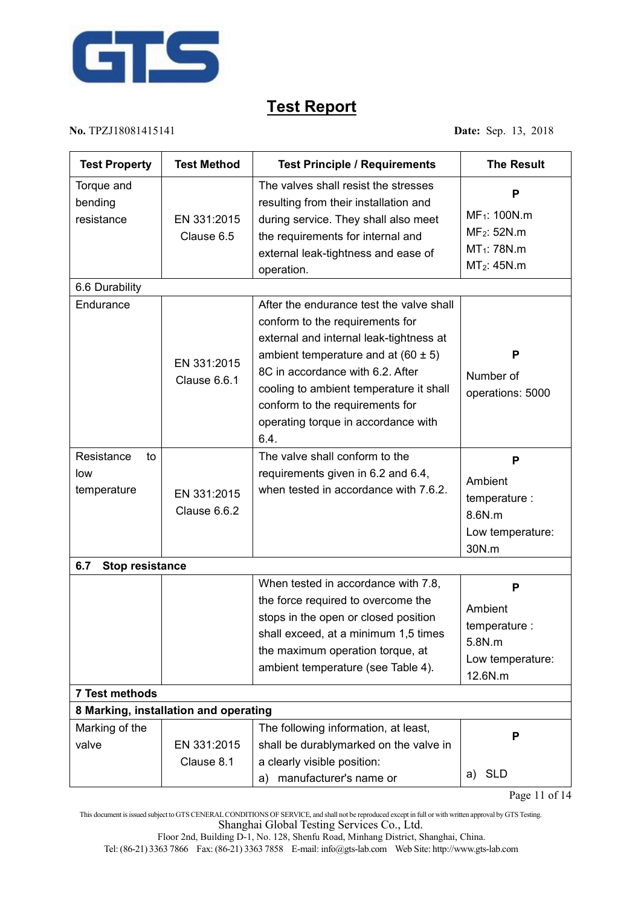# Test Report

**No.** TPZJ18081415141 **Date:** Sep. 13, 2018

| Test Property | Test Method | Test Principle / Requirements | The Result |
|---|---|---|---|
| Torque and bending resistance | EN 331:2015 Clause 6.5 | The valves shall resist the stresses resulting from their installation and during service. They shall also meet the requirements for internal and external leak-tightness and ease of operation. | **P** $MF_1$: 100N.m $MF_2$: 52N.m $MT_1$: 78N.m $MT_2$: 45N.m |
| 6.6 Durability | | | |
| Endurance | EN 331:2015 Clause 6.6.1 | After the endurance test the valve shall conform to the requirements for external and internal leak-tightness at ambient temperature and at (60 ± 5) 8C in accordance with 6.2. After cooling to ambient temperature it shall conform to the requirements for operating torque in accordance with 6.4. | **P** Number of operations: 5000 |
| Resistance to low temperature | EN 331:2015 Clause 6.6.2 | The valve shall conform to the requirements given in 6.2 and 6.4, when tested in accordance with 7.6.2. | **P** Ambient temperature : 8.6N.m Low temperature: 30N.m |
| **6.7 Stop resistance** | | | |
| | | When tested in accordance with 7.8, the force required to overcome the stops in the open or closed position shall exceed, at a minimum 1,5 times the maximum operation torque, at ambient temperature (see Table 4). | **P** Ambient temperature : 5.8N.m Low temperature: 12.6N.m |
| **7 Test methods** | | | |
| **8 Marking, installation and operating** | | | |
| Marking of the valve | EN 331:2015 Clause 8.1 | The following information, at least, shall be durablymarked on the valve in a clearly visible position: a) manufacturer's name or | **P** a) SLD |

This document is issued subject to GTS CENERAL CONDITIONS OF SERVICE, and shall not be reproduced except in full or with written approval by GTS Testing.
Shanghai Global Testing Services Co., Ltd.
Floor 2nd, Building D-1, No. 128, Shenfu Road, Minhang District, Shanghai, China.
Tel: (86-21) 3363 7866 Fax: (86-21) 3363 7858 E-mail: info@gts-lab.com Web Site: http://www.gts-lab.com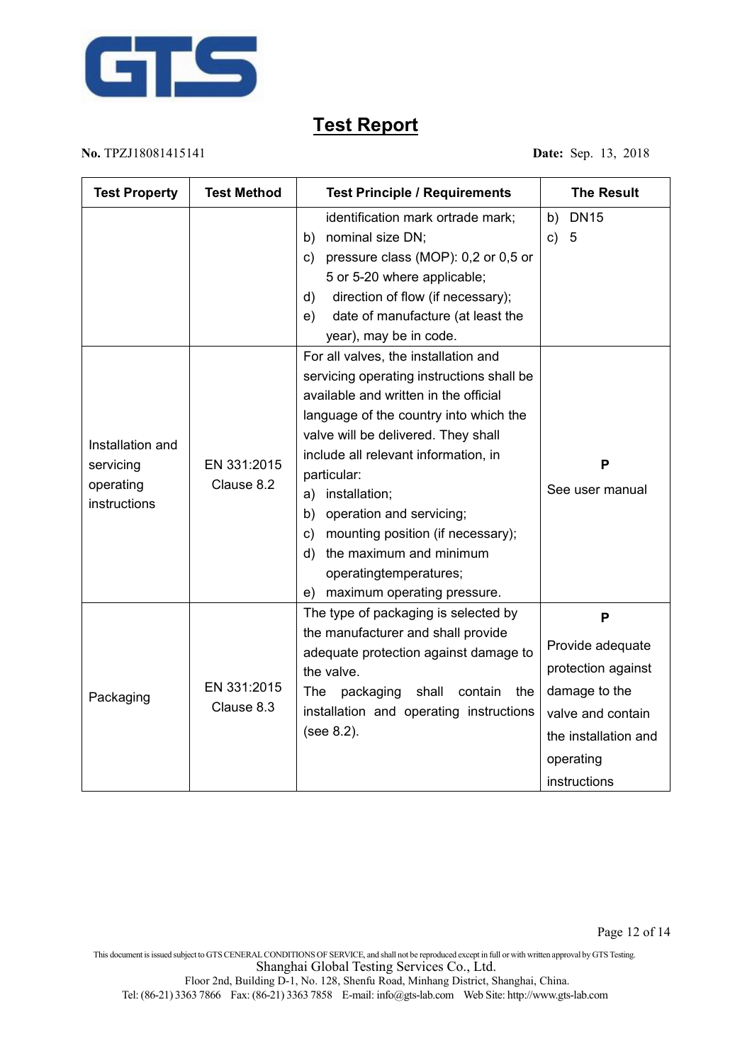# Test Report

**No.** TPZJ18081415141 **Date:** Sep. 13, 2018

| Test Property | Test Method | Test Principle / Requirements | The Result |
|---|---|---|---|
| | | identification mark ortrade mark;<br>b) nominal size DN;<br>c) pressure class (MOP): 0,2 or 0,5 or 5 or 5-20 where applicable;<br>d) direction of flow (if necessary);<br>e) date of manufacture (at least the year), may be in code. | b) DN15<br>c) 5 |
| Installation and servicing operating instructions | EN 331:2015 Clause 8.2 | For all valves, the installation and servicing operating instructions shall be available and written in the official language of the country into which the valve will be delivered. They shall include all relevant information, in particular:<br>a) installation;<br>b) operation and servicing;<br>c) mounting position (if necessary);<br>d) the maximum and minimum operatingtemperatures;<br>e) maximum operating pressure. | **P**<br>See user manual |
| Packaging | EN 331:2015 Clause 8.3 | The type of packaging is selected by the manufacturer and shall provide adequate protection against damage to the valve.<br>The packaging shall contain the installation and operating instructions (see 8.2). | **P**<br>Provide adequate protection against damage to the valve and contain the installation and operating instructions |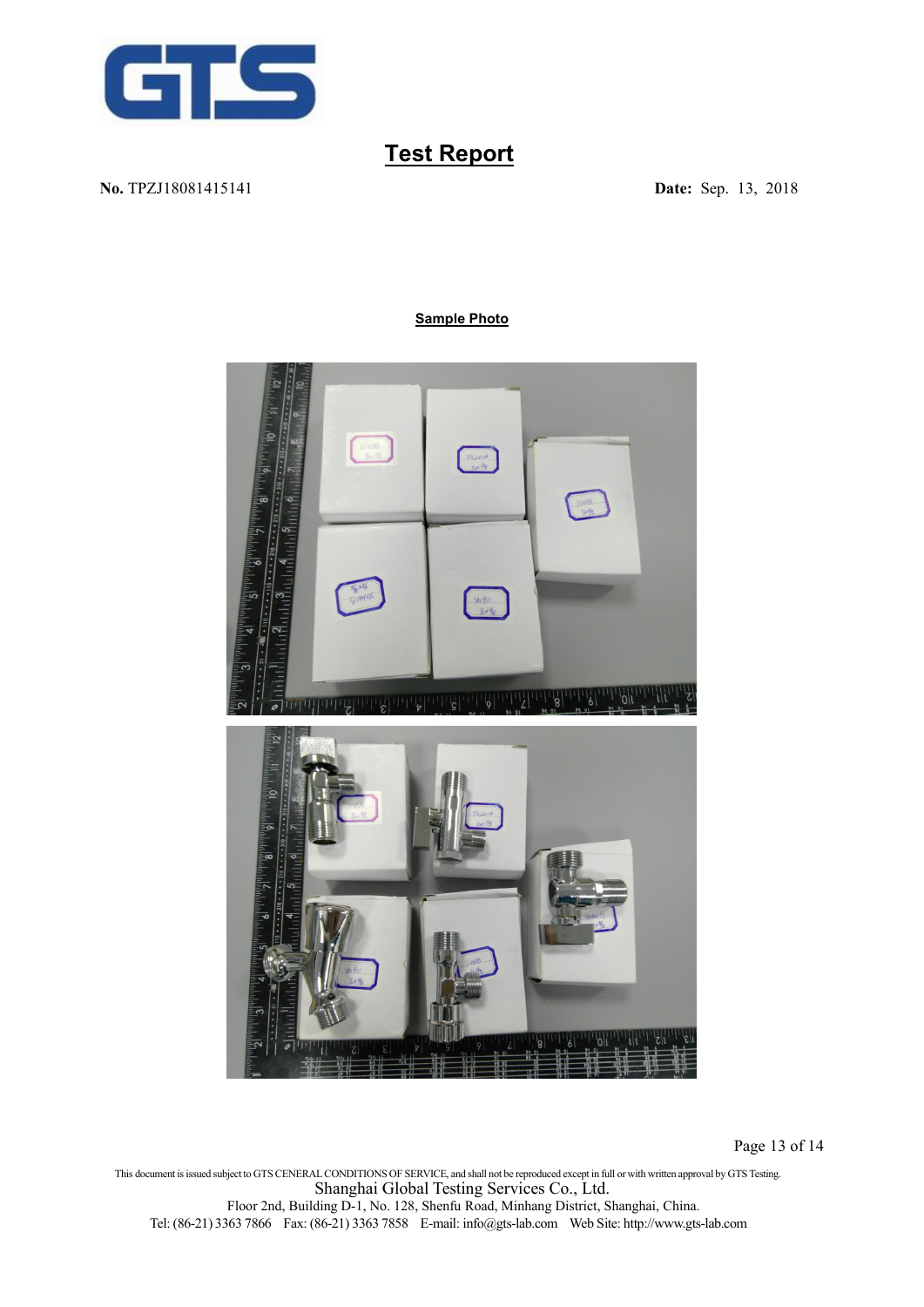# Test Report

**No.** TPZJ18081415141 **Date:** Sep. 13, 2018

**Sample Photo**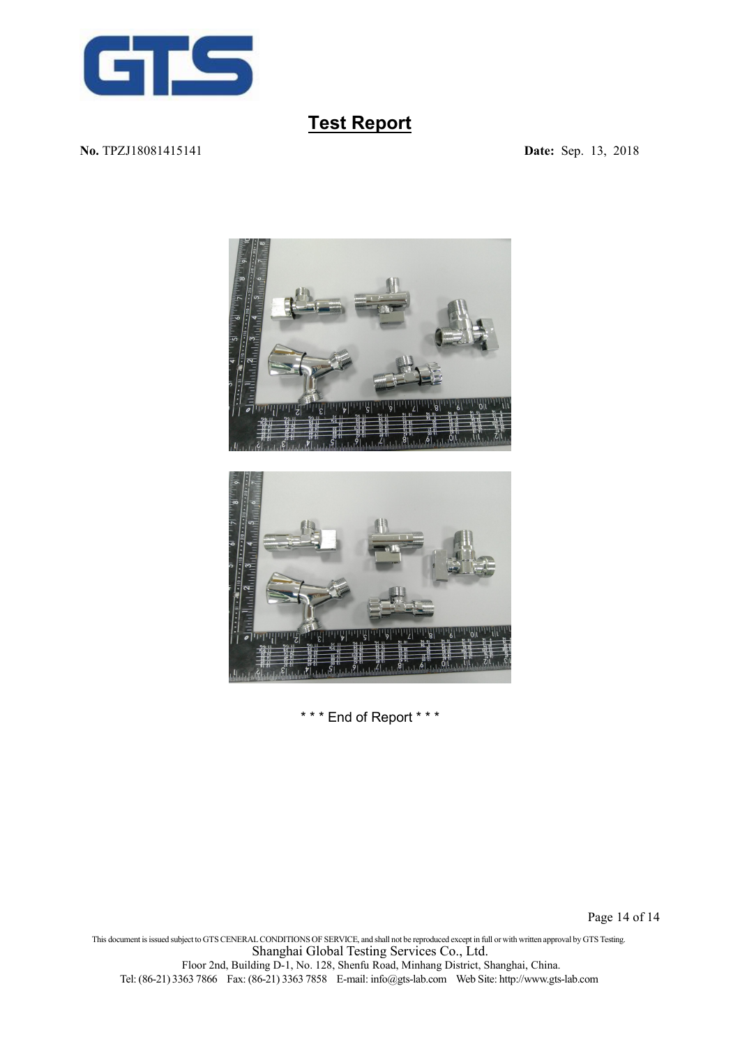# Test Report

**No.** TPZJ18081415141 **Date:** Sep. 13, 2018

\* \* \* End of Report \* \* \*

This document is issued subject to GTS CENERAL CONDITIONS OF SERVICE, and shall not be reproduced except in full or with written approval by GTS Testing.

Shanghai Global Testing Services Co., Ltd.

Floor 2nd, Building D-1, No. 128, Shenfu Road, Minhang District, Shanghai, China.

Tel: (86-21) 3363 7866 Fax: (86-21) 3363 7858 E-mail: info@gts-lab.com Web Site: http://www.gts-lab.com